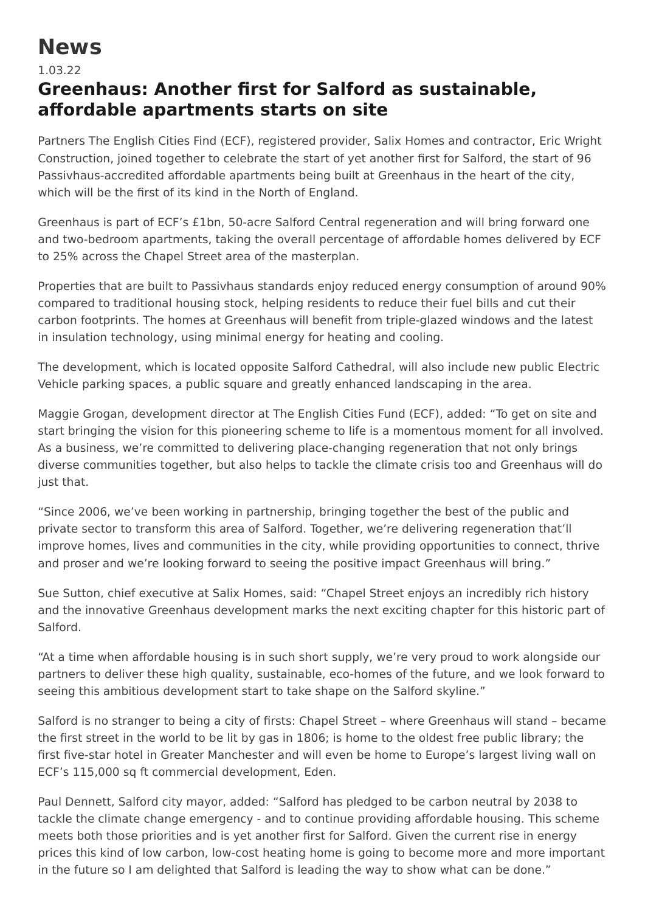# News

1.03.22

## Greenhaus: Another first for Salford as sustainable, affordable apartments starts on site

Partners The English Cities Find (ECF), registered provider, Salix Homes and contractor, Eric Wright Construction, joined together to celebrate the start of yet another first for Salford, the start of 96 Passivhaus-accredited affordable apartments being built at Greenhaus in the heart of the city, which will be the first of its kind in the North of England.

Greenhaus is part of ECF's £1bn, 50-acre Salford Central regeneration and will bring forward one and two-bedroom apartments, taking the overall percentage of affordable homes delivered by ECF to 25% across the Chapel Street area of the masterplan.

Properties that are built to Passivhaus standards enjoy reduced energy consumption of around 90% compared to traditional housing stock, helping residents to reduce their fuel bills and cut their carbon footprints. The homes at Greenhaus will benefit from triple-glazed windows and the latest in insulation technology, using minimal energy for heating and cooling.

The development, which is located opposite Salford Cathedral, will also include new public Electric Vehicle parking spaces, a public square and greatly enhanced landscaping in the area.

Maggie Grogan, development director at The English Cities Fund (ECF), added: "To get on site and start bringing the vision for this pioneering scheme to life is a momentous moment for all involved. As a business, we're committed to delivering place-changing regeneration that not only brings diverse communities together, but also helps to tackle the climate crisis too and Greenhaus will do just that.

"Since 2006, we've been working in partnership, bringing together the best of the public and private sector to transform this area of Salford. Together, we're delivering regeneration that'll improve homes, lives and communities in the city, while providing opportunities to connect, thrive and proser and we're looking forward to seeing the positive impact Greenhaus will bring."

Sue Sutton, chief executive at Salix Homes, said: "Chapel Street enjoys an incredibly rich history and the innovative Greenhaus development marks the next exciting chapter for this historic part of Salford.

"At a time when affordable housing is in such short supply, we're very proud to work alongside our partners to deliver these high quality, sustainable, eco-homes of the future, and we look forward to seeing this ambitious development start to take shape on the Salford skyline."

Salford is no stranger to being a city of firsts: Chapel Street – where Greenhaus will stand – became the first street in the world to be lit by gas in 1806; is home to the oldest free public library; the first five-star hotel in Greater Manchester and will even be home to Europe's largest living wall on ECF's 115,000 sq ft commercial development, Eden.

Paul Dennett, Salford city mayor, added: "Salford has pledged to be carbon neutral by 2038 to tackle the climate change emergency - and to continue providing affordable housing. This scheme meets both those priorities and is yet another first for Salford. Given the current rise in energy prices this kind of low carbon, low-cost heating home is going to become more and more important in the future so I am delighted that Salford is leading the way to show what can be done."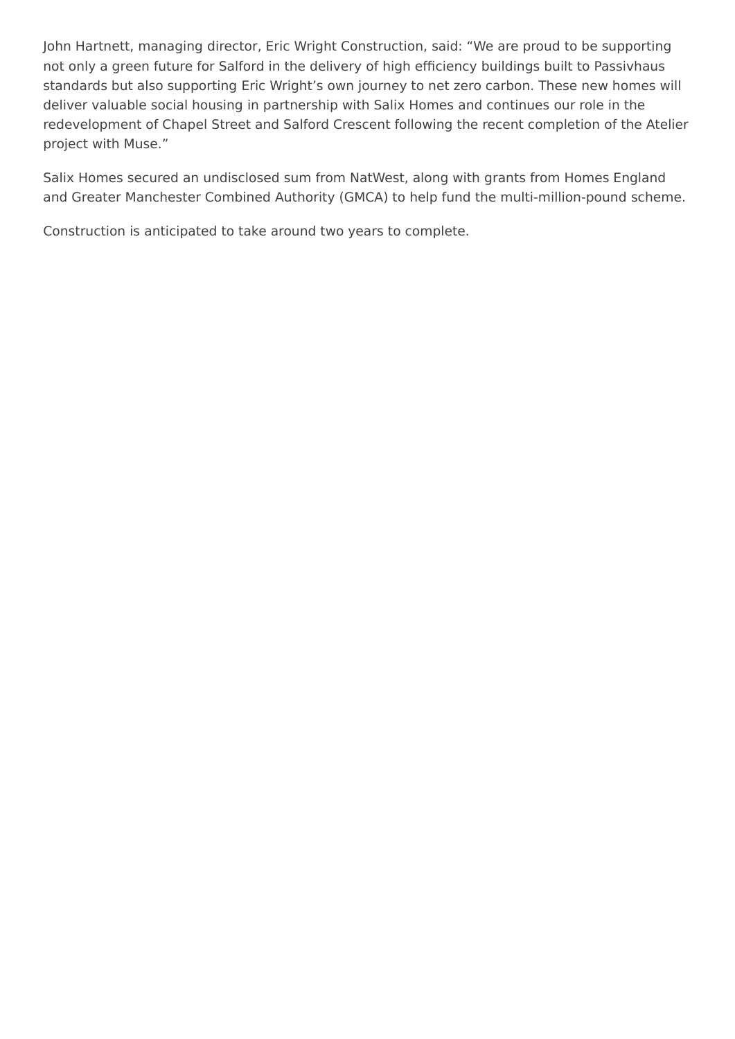John Hartnett, managing director, Eric Wright Construction, said: "We are proud to be supporting not only a green future for Salford in the delivery of high efficiency buildings built to Passivhaus standards but also supporting Eric Wright's own journey to net zero carbon. These new homes will deliver valuable social housing in partnership with Salix Homes and continues our role in the redevelopment of Chapel Street and Salford Crescent following the recent completion of the Atelier project with Muse."

Salix Homes secured an undisclosed sum from NatWest, along with grants from Homes England and Greater Manchester Combined Authority (GMCA) to help fund the multi-million-pound scheme.

Construction is anticipated to take around two years to complete.